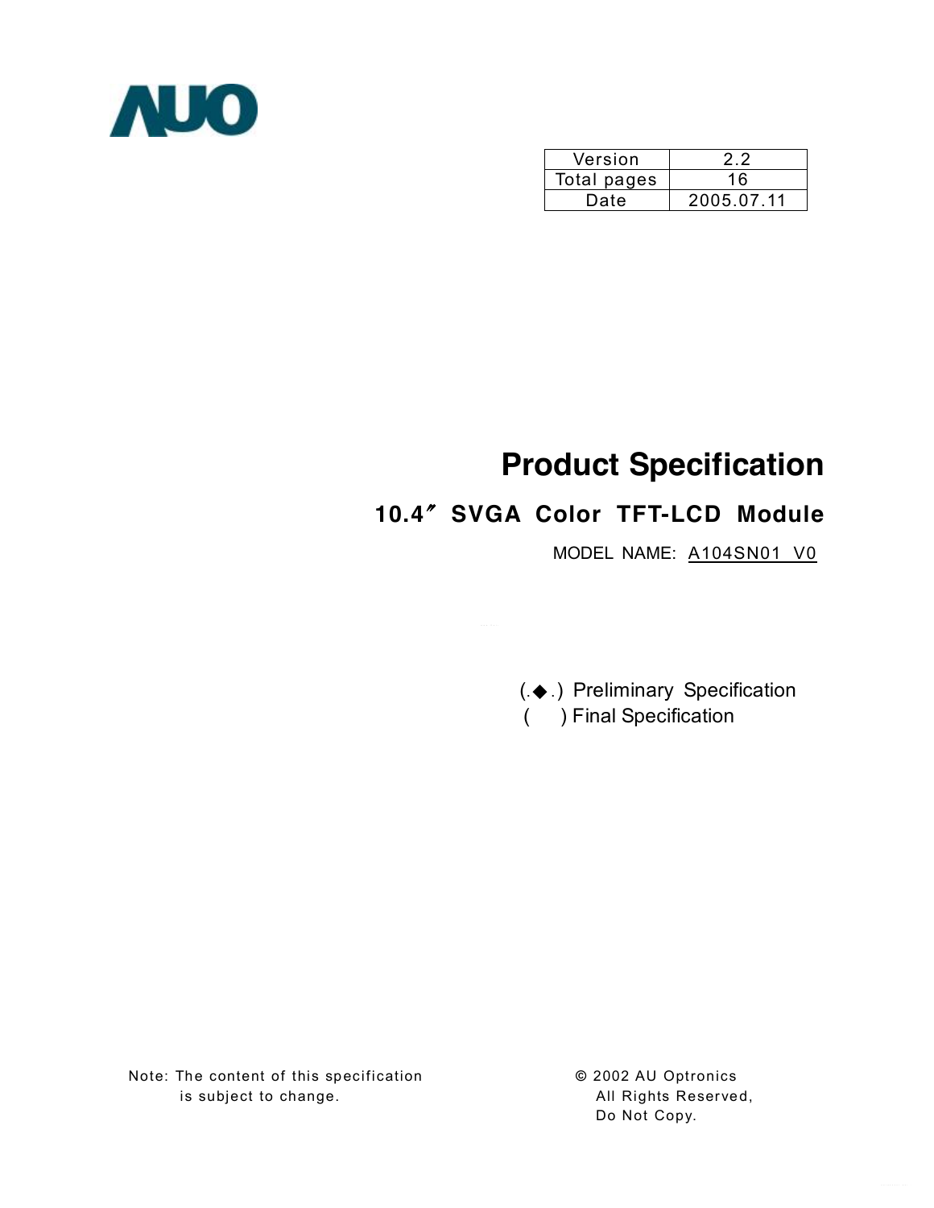AUO

| Version | 2.2 |
| --- | --- |
| Total pages | 16 |
| Date | 2005.07.11 |

# Product Specification

## 10.4" SVGA Color TFT-LCD Module

MODEL NAME: A104SN01 V0

(.◆.) Preliminary Specification
( ) Final Specification

Note: The content of this specification is subject to change.

© 2002 AU Optronics
All Rights Reserved,
Do Not Copy.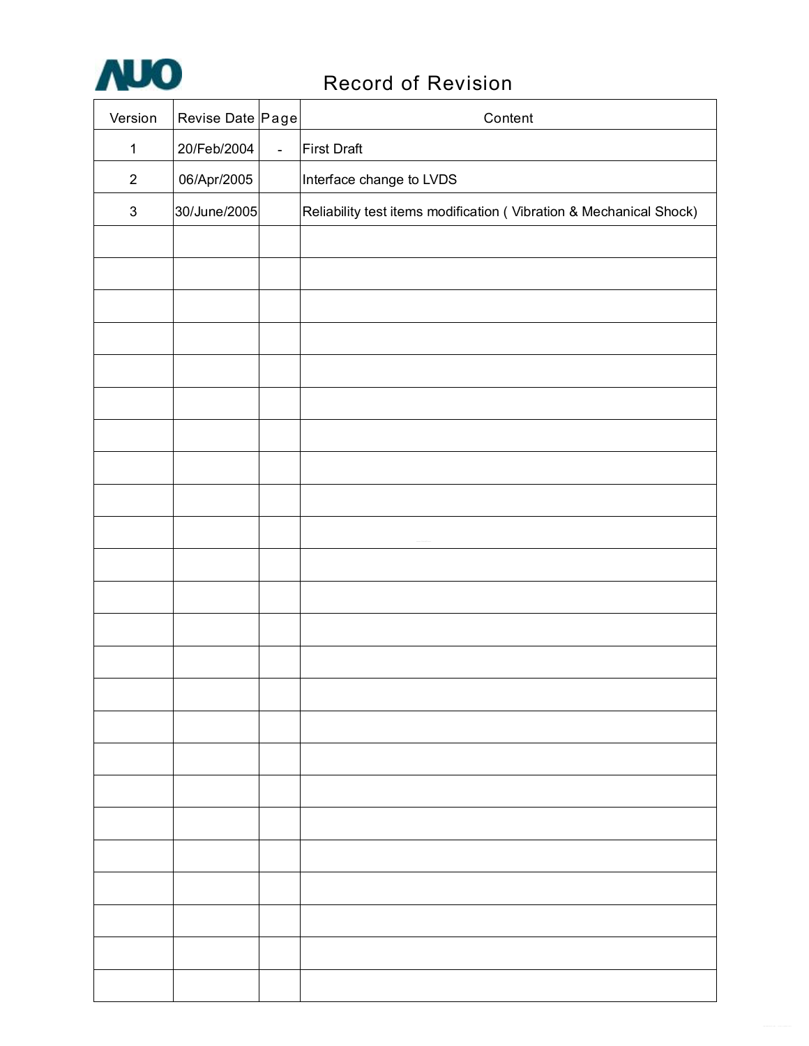# Record of Revision

| Version | Revise Date | Page | Content |
| --- | --- | --- | --- |
| 1 | 20/Feb/2004 | - | First Draft |
| 2 | 06/Apr/2005 | | Interface change to LVDS |
| 3 | 30/June/2005 | | Reliability test items modification ( Vibration & Mechanical Shock) |
| | | | |
| | | | |
| | | | |
| | | | |
| | | | |
| | | | |
| | | | |
| | | | |
| | | | |
| | | | |
| | | | |
| | | | |
| | | | |
| | | | |
| | | | |
| | | | |
| | | | |
| | | | |
| | | | |
| | | | |
| | | | |
| | | | |
| | | | |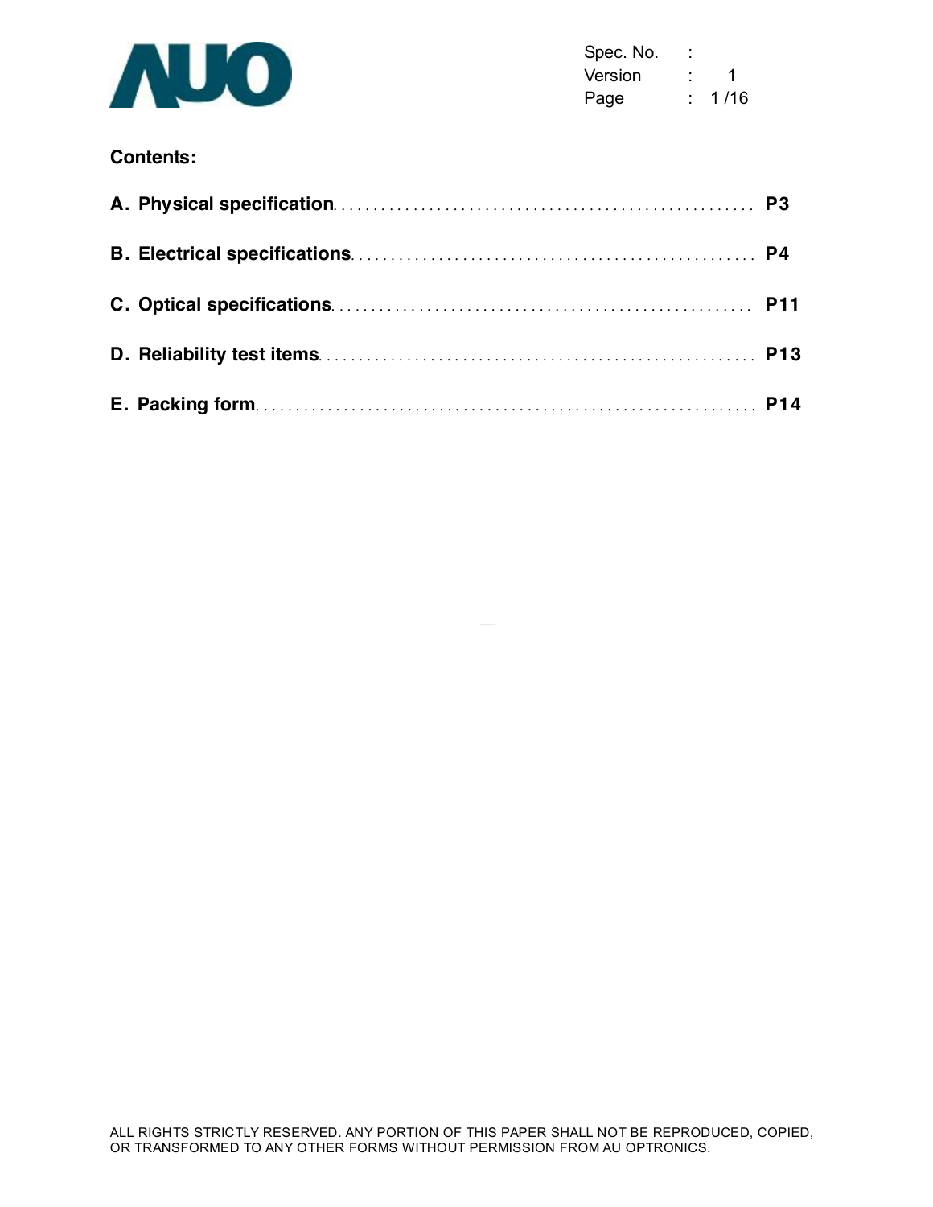**Contents:**

**A. Physical specification** ........................................................ **P3**

**B. Electrical specifications** ........................................................ **P4**

**C. Optical specifications** ........................................................ **P11**

**D. Reliability test items** ........................................................ **P13**

**E. Packing form** ........................................................ **P14**

ALL RIGHTS STRICTLY RESERVED. ANY PORTION OF THIS PAPER SHALL NOT BE REPRODUCED, COPIED, OR TRANSFORMED TO ANY OTHER FORMS WITHOUT PERMISSION FROM AU OPTRONICS.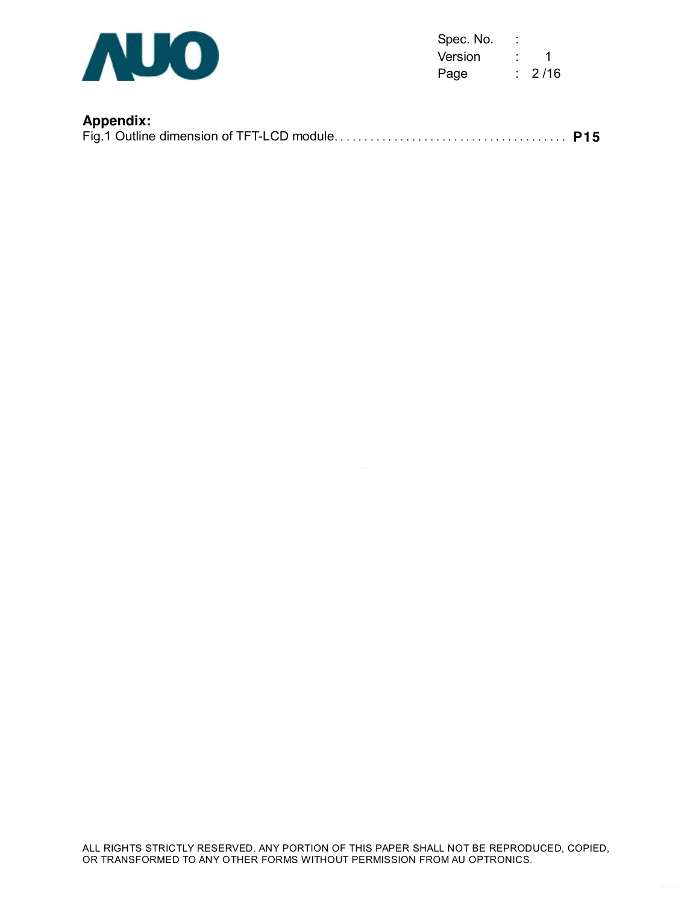**Appendix:**

Fig.1 Outline dimension of TFT-LCD module. . . . . . . . . . . . . . . . . . . . . . . . . . . . . . . . . . . . . . . **P15**

ALL RIGHTS STRICTLY RESERVED. ANY PORTION OF THIS PAPER SHALL NOT BE REPRODUCED, COPIED, OR TRANSFORMED TO ANY OTHER FORMS WITHOUT PERMISSION FROM AU OPTRONICS.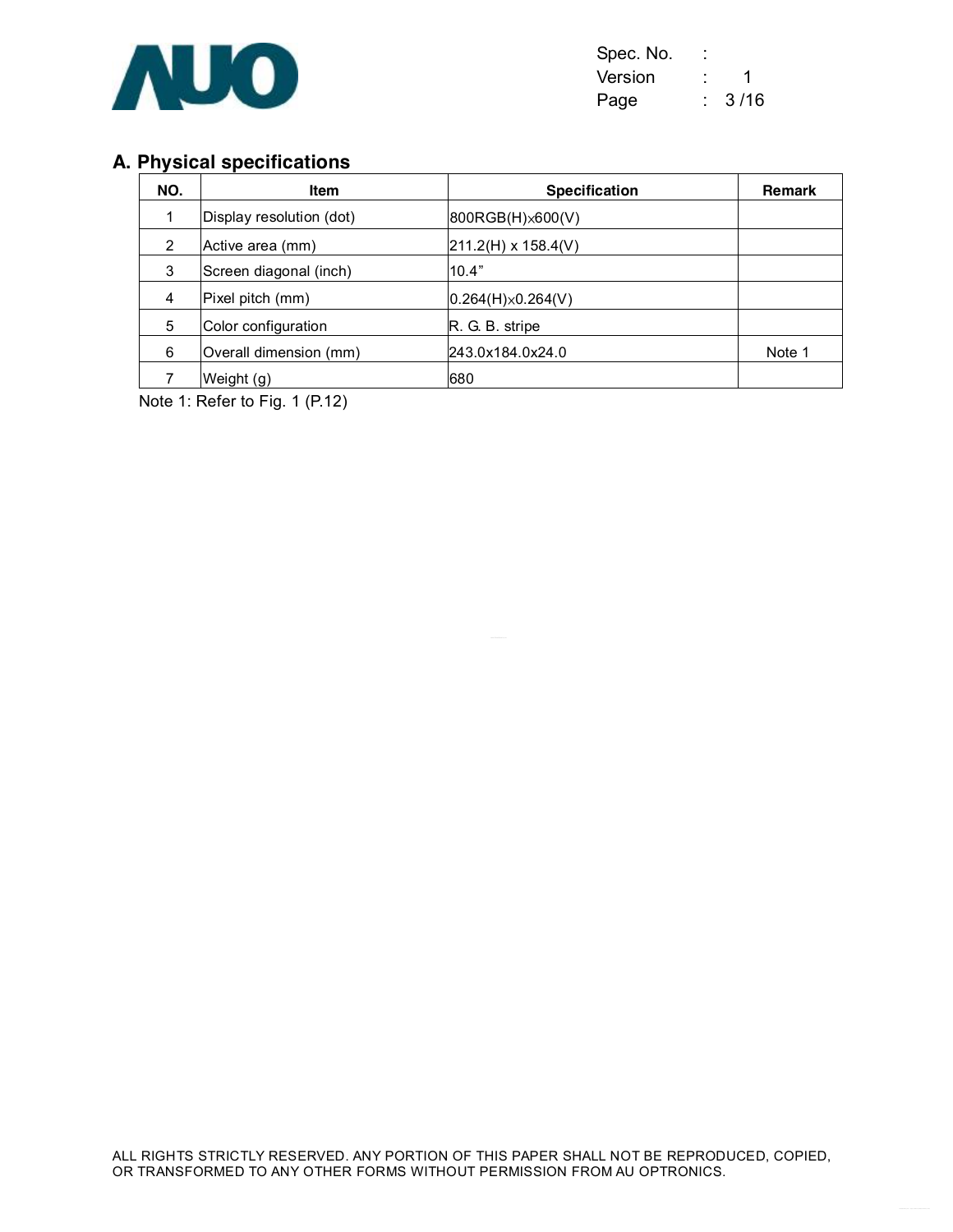## A. Physical specifications

| NO. | Item | Specification | Remark |
|---|---|---|---|
| 1 | Display resolution (dot) | 800RGB(H)x600(V) | |
| 2 | Active area (mm) | 211.2(H) x 158.4(V) | |
| 3 | Screen diagonal (inch) | 10.4” | |
| 4 | Pixel pitch (mm) | 0.264(H)x0.264(V) | |
| 5 | Color configuration | R. G. B. stripe | |
| 6 | Overall dimension (mm) | 243.0x184.0x24.0 | Note 1 |
| 7 | Weight (g) | 680 | |

Note 1: Refer to Fig. 1 (P.12)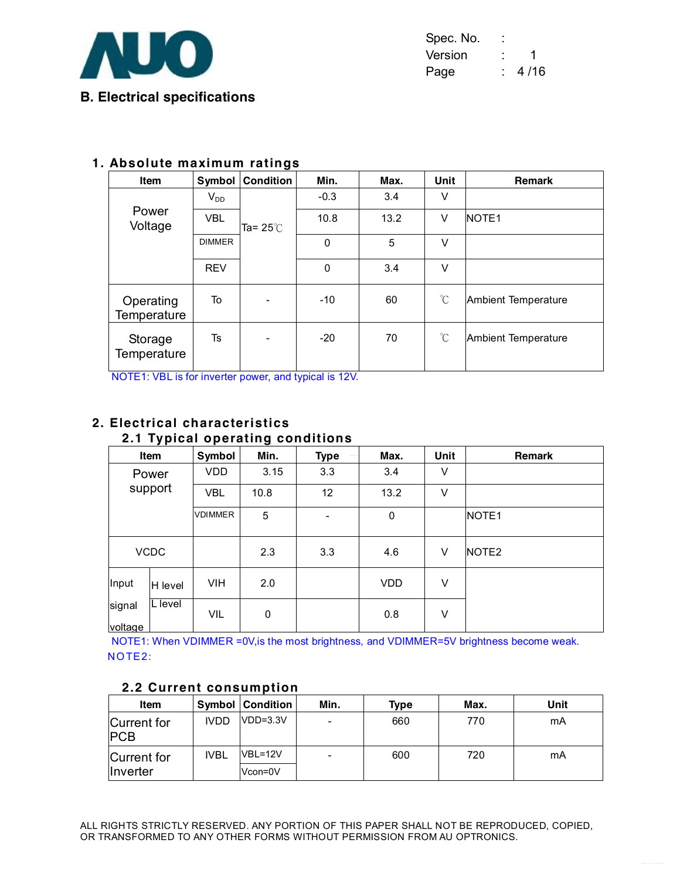## B. Electrical specifications

### 1. Absolute maximum ratings

| Item | Symbol | Condition | Min. | Max. | Unit | Remark |
|---|---|---|---|---|---|---|
| Power Voltage | $V_{DD}$ | Ta= 25℃ | -0.3 | 3.4 | V | |
| | VBL | | 10.8 | 13.2 | V | NOTE1 |
| | DIMMER | | 0 | 5 | V | |
| | REV | | 0 | 3.4 | V | |
| Operating Temperature | To | - | -10 | 60 | ℃ | Ambient Temperature |
| Storage Temperature | Ts | - | -20 | 70 | ℃ | Ambient Temperature |

NOTE1: VBL is for inverter power, and typical is 12V.

### 2. Electrical characteristics

#### 2.1 Typical operating conditions

| Item | | Symbol | Min. | Type | Max. | Unit | Remark |
|---|---|---|---|---|---|---|---|
| Power support | | VDD | 3.15 | 3.3 | 3.4 | V | |
| | | VBL | 10.8 | 12 | 13.2 | V | |
| | | VDIMMER | 5 | - | 0 | | NOTE1 |
| VCDC | | | 2.3 | 3.3 | 4.6 | V | NOTE2 |
| Input signal voltage | H level | VIH | 2.0 | | VDD | V | |
| | L level | VIL | 0 | | 0.8 | V | |

NOTE1: When VDIMMER =0V,is the most brightness, and VDIMMER=5V brightness become weak.

NOTE2:

#### 2.2 Current consumption

| Item | Symbol | Condition | Min. | Type | Max. | Unit |
|---|---|---|---|---|---|---|
| Current for PCB | IVDD | VDD=3.3V | - | 660 | 770 | mA |
| Current for Inverter | IVBL | VBL=12V<br>Vcon=0V | - | 600 | 720 | mA |

ALL RIGHTS STRICTLY RESERVED. ANY PORTION OF THIS PAPER SHALL NOT BE REPRODUCED, COPIED, OR TRANSFORMED TO ANY OTHER FORMS WITHOUT PERMISSION FROM AU OPTRONICS.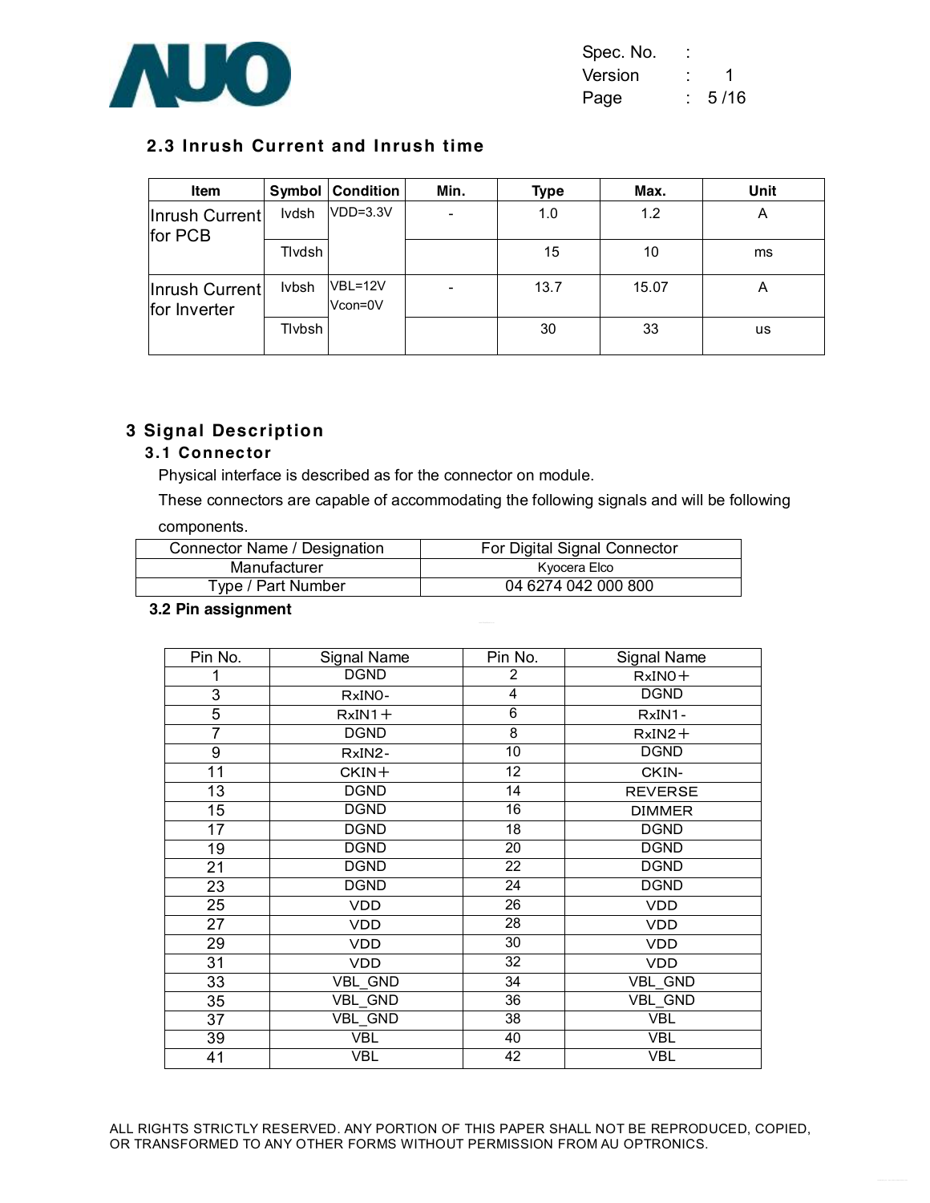## 2.3 Inrush Current and Inrush time

| Item | Symbol | Condition | Min. | Type | Max. | Unit |
|---|---|---|---|---|---|---|
| Inrush Current for PCB | Ivdsh | VDD=3.3V | - | 1.0 | 1.2 | A |
| | Tlvdsh | | | 15 | 10 | ms |
| Inrush Current for Inverter | Ivbsh | VBL=12V Vcon=0V | - | 13.7 | 15.07 | A |
| | Tlvbsh | | | 30 | 33 | us |

# 3 Signal Description

## 3.1 Connector

Physical interface is described as for the connector on module.

These connectors are capable of accommodating the following signals and will be following components.

| Connector Name / Designation | For Digital Signal Connector |
|---|---|
| Manufacturer | Kyocera Elco |
| Type / Part Number | 04 6274 042 000 800 |

## 3.2 Pin assignment

| Pin No. | Signal Name | Pin No. | Signal Name |
|---|---|---|---|
| 1 | DGND | 2 | RxIN0＋ |
| 3 | RxIN0- | 4 | DGND |
| 5 | RxIN1＋ | 6 | RxIN1- |
| 7 | DGND | 8 | RxIN2＋ |
| 9 | RxIN2- | 10 | DGND |
| 11 | CKIN＋ | 12 | CKIN- |
| 13 | DGND | 14 | REVERSE |
| 15 | DGND | 16 | DIMMER |
| 17 | DGND | 18 | DGND |
| 19 | DGND | 20 | DGND |
| 21 | DGND | 22 | DGND |
| 23 | DGND | 24 | DGND |
| 25 | VDD | 26 | VDD |
| 27 | VDD | 28 | VDD |
| 29 | VDD | 30 | VDD |
| 31 | VDD | 32 | VDD |
| 33 | VBL_GND | 34 | VBL_GND |
| 35 | VBL_GND | 36 | VBL_GND |
| 37 | VBL_GND | 38 | VBL |
| 39 | VBL | 40 | VBL |
| 41 | VBL | 42 | VBL |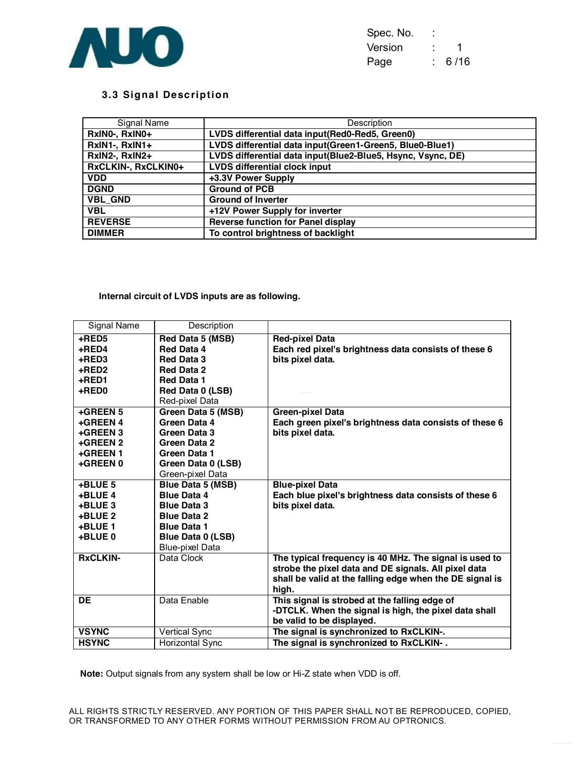### 3.3 Signal Description

| Signal Name | Description |
| --- | --- |
| **RxIN0-, RxIN0+** | **LVDS differential data input(Red0-Red5, Green0)** |
| **RxIN1-, RxIN1+** | **LVDS differential data input(Green1-Green5, Blue0-Blue1)** |
| **RxIN2-, RxIN2+** | **LVDS differential data input(Blue2-Blue5, Hsync, Vsync, DE)** |
| **RxCLKIN-, RxCLKIN0+** | **LVDS differential clock input** |
| **VDD** | **+3.3V Power Supply** |
| **DGND** | **Ground of PCB** |
| **VBL_GND** | **Ground of Inverter** |
| **VBL** | **+12V Power Supply for inverter** |
| **REVERSE** | **Reverse function for Panel display** |
| **DIMMER** | **To control brightness of backlight** |

**Internal circuit of LVDS inputs are as following.**

| Signal Name | Description | |
| --- | --- | --- |
| **+RED5**<br>**+RED4**<br>**+RED3**<br>**+RED2**<br>**+RED1**<br>**+RED0** | **Red Data 5 (MSB)**<br>**Red Data 4**<br>**Red Data 3**<br>**Red Data 2**<br>**Red Data 1**<br>**Red Data 0 (LSB)**<br>Red-pixel Data | **Red-pixel Data**<br>**Each red pixel's brightness data consists of these 6 bits pixel data.** |
| **+GREEN 5**<br>**+GREEN 4**<br>**+GREEN 3**<br>**+GREEN 2**<br>**+GREEN 1**<br>**+GREEN 0** | **Green Data 5 (MSB)**<br>**Green Data 4**<br>**Green Data 3**<br>**Green Data 2**<br>**Green Data 1**<br>**Green Data 0 (LSB)**<br>Green-pixel Data | **Green-pixel Data**<br>**Each green pixel's brightness data consists of these 6 bits pixel data.** |
| **+BLUE 5**<br>**+BLUE 4**<br>**+BLUE 3**<br>**+BLUE 2**<br>**+BLUE 1**<br>**+BLUE 0** | **Blue Data 5 (MSB)**<br>**Blue Data 4**<br>**Blue Data 3**<br>**Blue Data 2**<br>**Blue Data 1**<br>**Blue Data 0 (LSB)**<br>Blue-pixel Data | **Blue-pixel Data**<br>**Each blue pixel's brightness data consists of these 6 bits pixel data.** |
| **RxCLKIN-** | Data Clock | **The typical frequency is 40 MHz. The signal is used to strobe the pixel data and DE signals. All pixel data shall be valid at the falling edge when the DE signal is high.** |
| **DE** | Data Enable | **This signal is strobed at the falling edge of -DTCLK. When the signal is high, the pixel data shall be valid to be displayed.** |
| **VSYNC** | Vertical Sync | **The signal is synchronized to RxCLKIN-.** |
| **HSYNC** | Horizontal Sync | **The signal is synchronized to RxCLKIN- .** |

**Note:** Output signals from any system shall be low or Hi-Z state when VDD is off.

ALL RIGHTS STRICTLY RESERVED. ANY PORTION OF THIS PAPER SHALL NOT BE REPRODUCED, COPIED, OR TRANSFORMED TO ANY OTHER FORMS WITHOUT PERMISSION FROM AU OPTRONICS.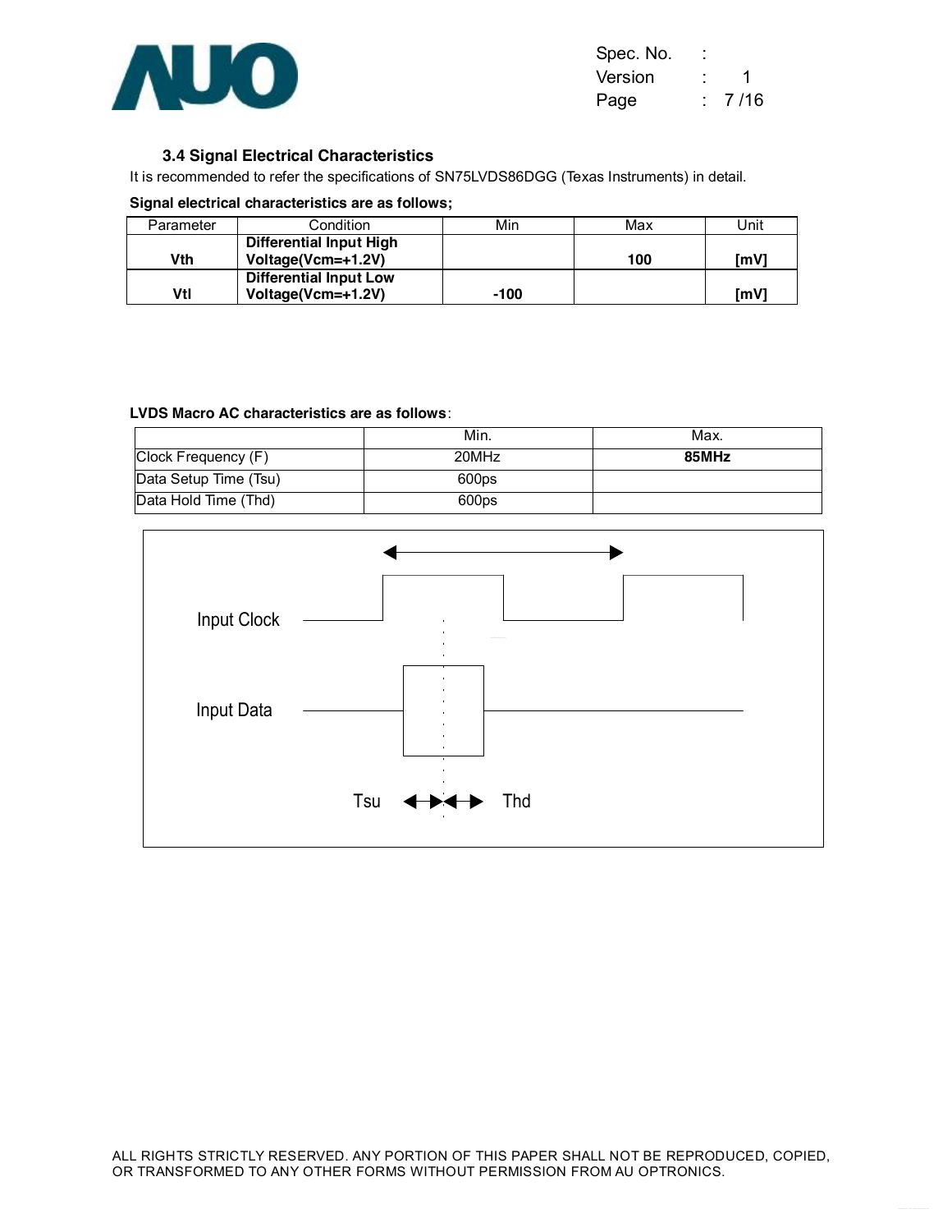### 3.4 Signal Electrical Characteristics

It is recommended to refer the specifications of SN75LVDS86DGG (Texas Instruments) in detail.

**Signal electrical characteristics are as follows;**

| Parameter | Condition | Min | Max | Unit |
|---|---|---|---|---|
| **Vth** | **Differential Input High Voltage(Vcm=+1.2V)** | | **100** | **[mV]** |
| **Vtl** | **Differential Input Low Voltage(Vcm=+1.2V)** | **-100** | | **[mV]** |

**LVDS Macro AC characteristics are as follows**:

| | Min. | Max. |
|---|---|---|
| Clock Frequency (F) | 20MHz | **85MHz** |
| Data Setup Time (Tsu) | 600ps | |
| Data Hold Time (Thd) | 600ps | |

Input Clock

Input Data

Tsu Thd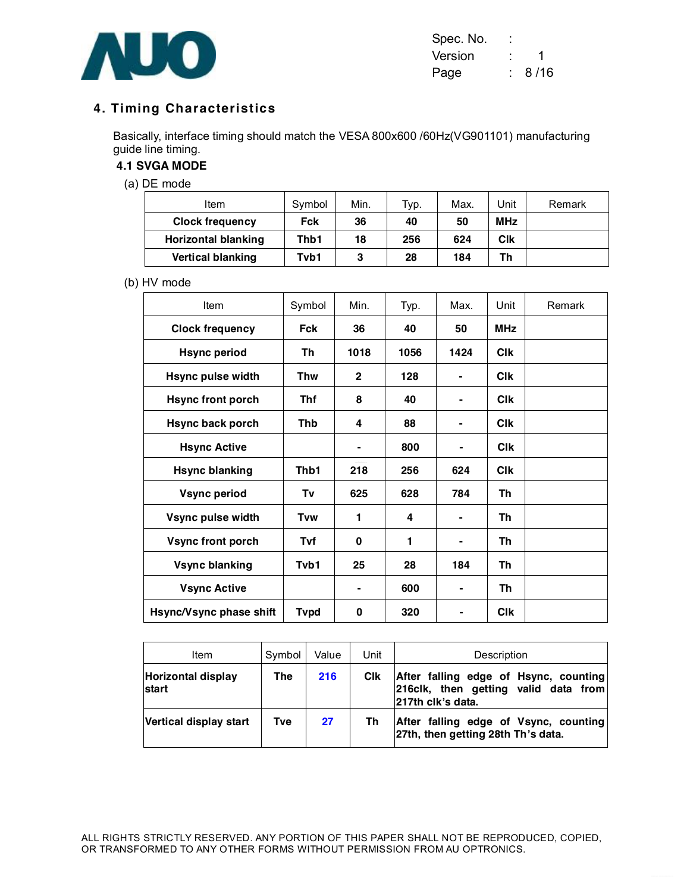## 4. Timing Characteristics

Basically, interface timing should match the VESA 800x600 /60Hz(VG901101) manufacturing guide line timing.

### 4.1 SVGA MODE

(a) DE mode

| Item | Symbol | Min. | Typ. | Max. | Unit | Remark |
|---|---|---|---|---|---|---|
| **Clock frequency** | **Fck** | **36** | **40** | **50** | **MHz** | |
| **Horizontal blanking** | **Thb1** | **18** | **256** | **624** | **Clk** | |
| **Vertical blanking** | **Tvb1** | **3** | **28** | **184** | **Th** | |

(b) HV mode

| Item | Symbol | Min. | Typ. | Max. | Unit | Remark |
|---|---|---|---|---|---|---|
| **Clock frequency** | **Fck** | **36** | **40** | **50** | **MHz** | |
| **Hsync period** | **Th** | **1018** | **1056** | **1424** | **Clk** | |
| **Hsync pulse width** | **Thw** | **2** | **128** | **-** | **Clk** | |
| **Hsync front porch** | **Thf** | **8** | **40** | **-** | **Clk** | |
| **Hsync back porch** | **Thb** | **4** | **88** | **-** | **Clk** | |
| **Hsync Active** | | **-** | **800** | **-** | **Clk** | |
| **Hsync blanking** | **Thb1** | **218** | **256** | **624** | **Clk** | |
| **Vsync period** | **Tv** | **625** | **628** | **784** | **Th** | |
| **Vsync pulse width** | **Tvw** | **1** | **4** | **-** | **Th** | |
| **Vsync front porch** | **Tvf** | **0** | **1** | **-** | **Th** | |
| **Vsync blanking** | **Tvb1** | **25** | **28** | **184** | **Th** | |
| **Vsync Active** | | **-** | **600** | **-** | **Th** | |
| **Hsync/Vsync phase shift** | **Tvpd** | **0** | **320** | **-** | **Clk** | |

| Item | Symbol | Value | Unit | Description |
|---|---|---|---|---|
| **Horizontal display start** | **The** | **216** | **Clk** | **After falling edge of Hsync, counting 216clk, then getting valid data from 217th clk's data.** |
| **Vertical display start** | **Tve** | **27** | **Th** | **After falling edge of Vsync, counting 27th, then getting 28th Th's data.** |

ALL RIGHTS STRICTLY RESERVED. ANY PORTION OF THIS PAPER SHALL NOT BE REPRODUCED, COPIED, OR TRANSFORMED TO ANY OTHER FORMS WITHOUT PERMISSION FROM AU OPTRONICS.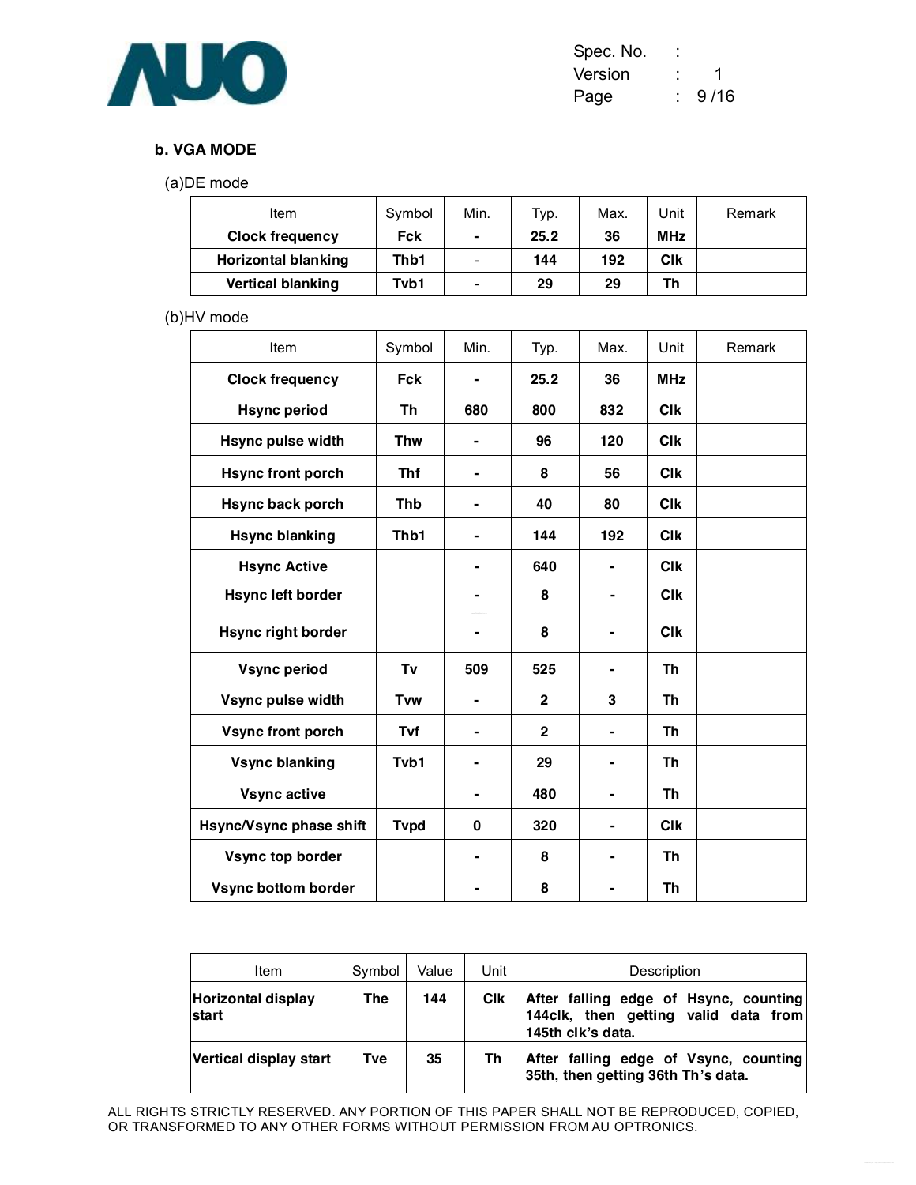**b. VGA MODE**

(a)DE mode

| Item | Symbol | Min. | Typ. | Max. | Unit | Remark |
|---|---|---|---|---|---|---|
| **Clock frequency** | **Fck** | **-** | **25.2** | **36** | **MHz** | |
| **Horizontal blanking** | **Thb1** | - | **144** | **192** | **Clk** | |
| **Vertical blanking** | **Tvb1** | - | **29** | **29** | **Th** | |

(b)HV mode

| Item | Symbol | Min. | Typ. | Max. | Unit | Remark |
|---|---|---|---|---|---|---|
| **Clock frequency** | **Fck** | **-** | **25.2** | **36** | **MHz** | |
| **Hsync period** | **Th** | **680** | **800** | **832** | **Clk** | |
| **Hsync pulse width** | **Thw** | **-** | **96** | **120** | **Clk** | |
| **Hsync front porch** | **Thf** | **-** | **8** | **56** | **Clk** | |
| **Hsync back porch** | **Thb** | **-** | **40** | **80** | **Clk** | |
| **Hsync blanking** | **Thb1** | **-** | **144** | **192** | **Clk** | |
| **Hsync Active** | | **-** | **640** | **-** | **Clk** | |
| **Hsync left border** | | **-** | **8** | **-** | **Clk** | |
| **Hsync right border** | | **-** | **8** | **-** | **Clk** | |
| **Vsync period** | **Tv** | **509** | **525** | **-** | **Th** | |
| **Vsync pulse width** | **Tvw** | **-** | **2** | **3** | **Th** | |
| **Vsync front porch** | **Tvf** | **-** | **2** | **-** | **Th** | |
| **Vsync blanking** | **Tvb1** | **-** | **29** | **-** | **Th** | |
| **Vsync active** | | **-** | **480** | **-** | **Th** | |
| **Hsync/Vsync phase shift** | **Tvpd** | **0** | **320** | **-** | **Clk** | |
| **Vsync top border** | | **-** | **8** | **-** | **Th** | |
| **Vsync bottom border** | | **-** | **8** | **-** | **Th** | |

| Item | Symbol | Value | Unit | Description |
|---|---|---|---|---|
| **Horizontal display start** | **The** | **144** | **Clk** | **After falling edge of Hsync, counting 144clk, then getting valid data from 145th clk's data.** |
| **Vertical display start** | **Tve** | **35** | **Th** | **After falling edge of Vsync, counting 35th, then getting 36th Th's data.** |

ALL RIGHTS STRICTLY RESERVED. ANY PORTION OF THIS PAPER SHALL NOT BE REPRODUCED, COPIED, OR TRANSFORMED TO ANY OTHER FORMS WITHOUT PERMISSION FROM AU OPTRONICS.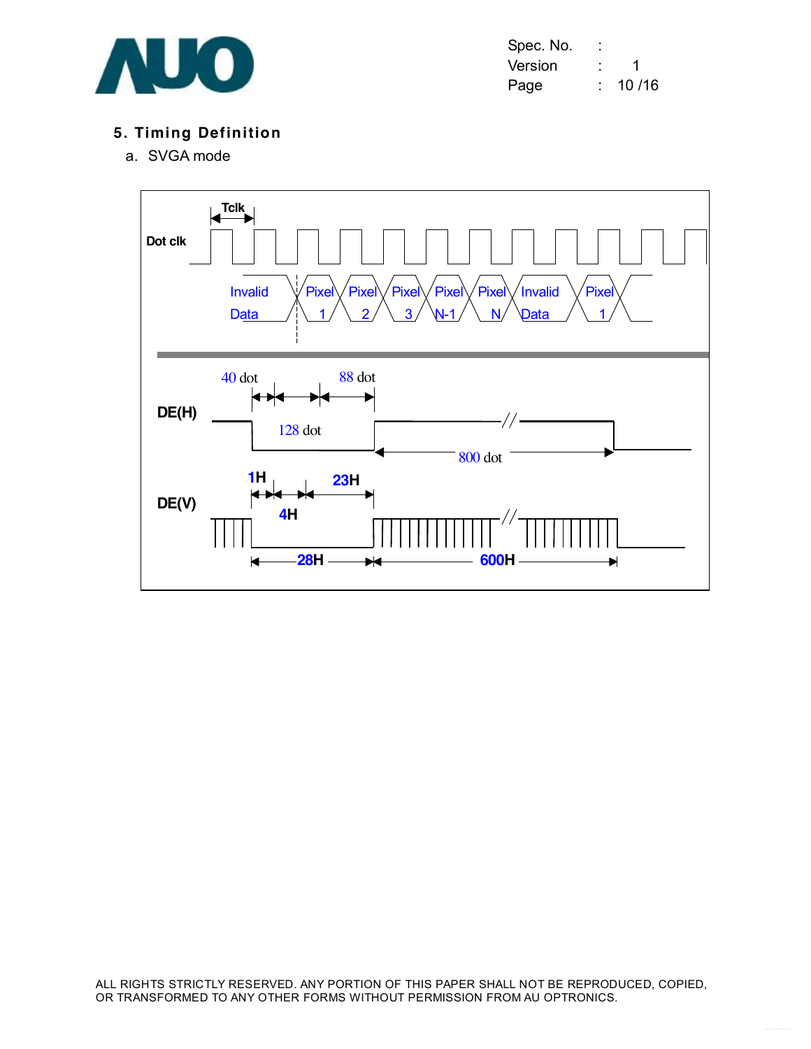## 5. Timing Definition

a. SVGA mode

Tclk

Dot clk

Invalid Data | Pixel 1 | Pixel 2 | Pixel 3 | Pixel N-1 | Pixel N | Invalid Data | Pixel 1

DE(H)

40 dot | 88 dot | 128 dot | 800 dot

DE(V)

1H | 23H | 4H | 28H | 600H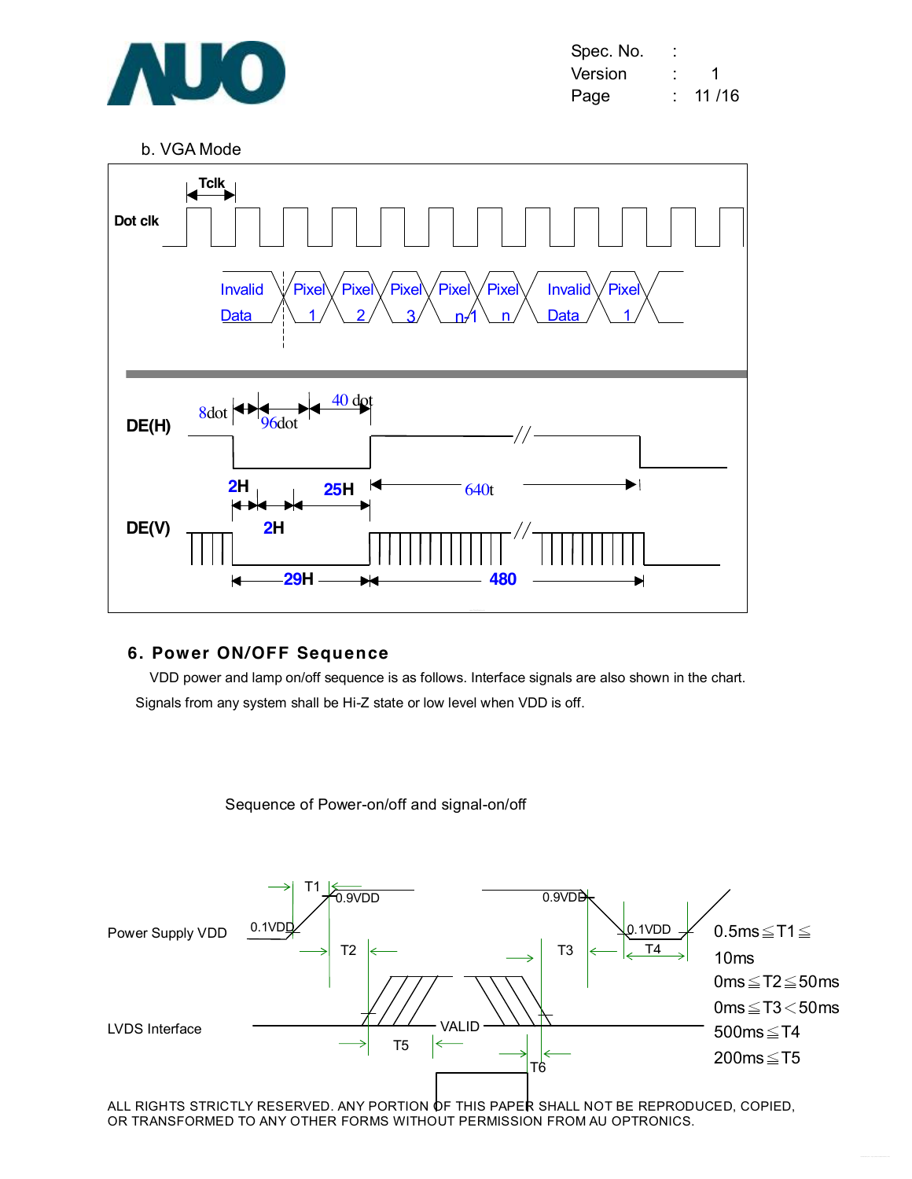b. VGA Mode

Tclk

Dot clk

Invalid Data | Pixel 1 | Pixel 2 | Pixel 3 | Pixel n-1 | Pixel n | Invalid Data | Pixel 1

DE(H) 8dot 96dot 40 dot 640t

DE(V) 2H 2H 25H 29H 480

## 6. Power ON/OFF Sequence

VDD power and lamp on/off sequence is as follows. Interface signals are also shown in the chart. Signals from any system shall be Hi-Z state or low level when VDD is off.

Sequence of Power-on/off and signal-on/off

Power Supply VDD 0.1VDD 0.9VDD T1 T2 T3 T4 T5 T6

LVDS Interface VALID

0.5ms ≦ T1 ≦ 10ms

0ms ≦ T2 ≦ 50ms

0ms ≦ T3 < 50ms

500ms ≦ T4

200ms ≦ T5

ALL RIGHTS STRICTLY RESERVED. ANY PORTION OF THIS PAPER SHALL NOT BE REPRODUCED, COPIED, OR TRANSFORMED TO ANY OTHER FORMS WITHOUT PERMISSION FROM AU OPTRONICS.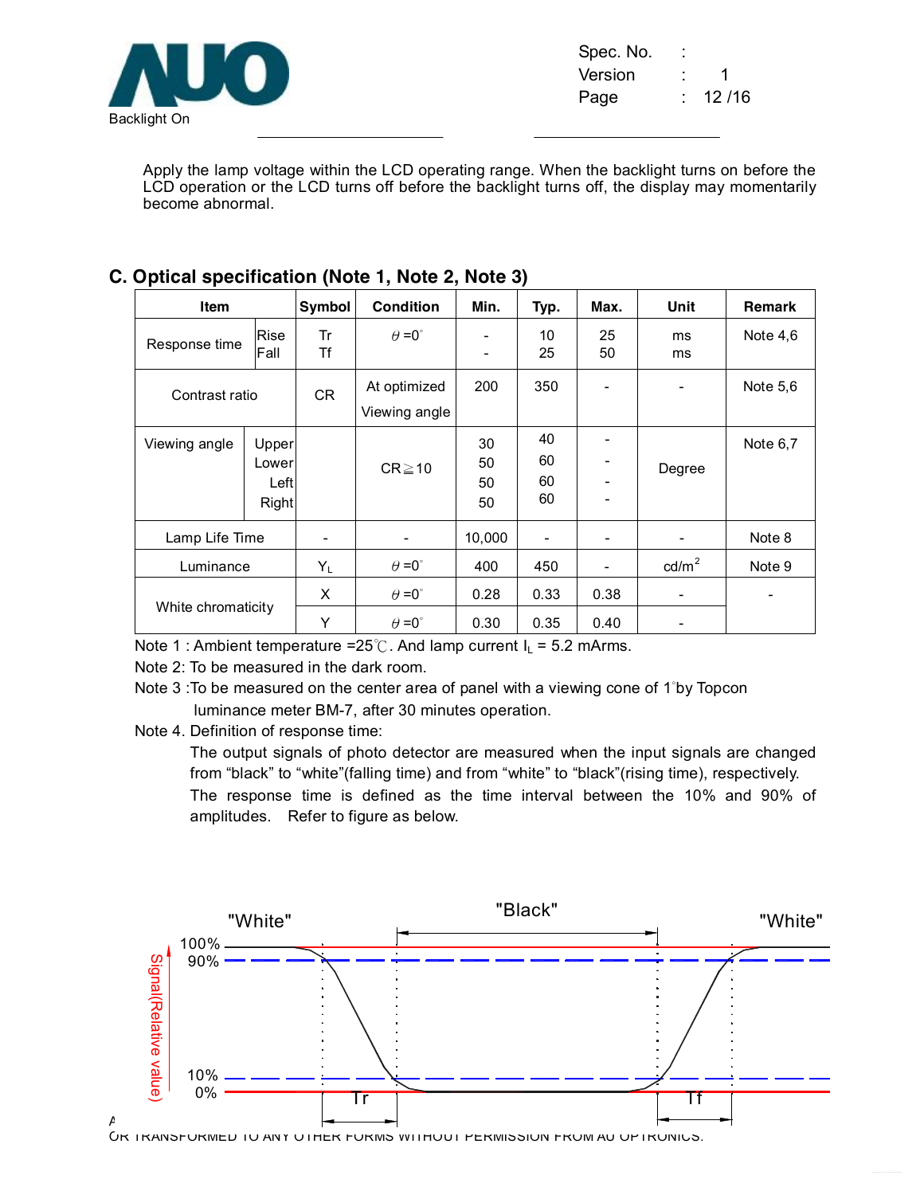Backlight On

Apply the lamp voltage within the LCD operating range. When the backlight turns on before the LCD operation or the LCD turns off before the backlight turns off, the display may momentarily become abnormal.

## C. Optical specification (Note 1, Note 2, Note 3)

| Item | | Symbol | Condition | Min. | Typ. | Max. | Unit | Remark |
|---|---|---|---|---|---|---|---|---|
| Response time | Rise<br>Fall | Tr<br>Tf | $\theta$ =0° | -<br>- | 10<br>25 | 25<br>50 | ms<br>ms | Note 4,6 |
| Contrast ratio | | CR | At optimized Viewing angle | 200 | 350 | - | - | Note 5,6 |
| Viewing angle | Upper<br>Lower<br>Left<br>Right | | CR≧10 | 30<br>50<br>50<br>50 | 40<br>60<br>60<br>60 | -<br>-<br>-<br>- | Degree | Note 6,7 |
| Lamp Life Time | | - | - | 10,000 | - | - | - | Note 8 |
| Luminance | | $Y_L$ | $\theta$ =0° | 400 | 450 | - | cd/m$^2$ | Note 9 |
| White chromaticity | | X | $\theta$ =0° | 0.28 | 0.33 | 0.38 | - | - |
| | | Y | $\theta$ =0° | 0.30 | 0.35 | 0.40 | - | |

Note 1 : Ambient temperature =25℃. And lamp current $I_L$ = 5.2 mArms.

Note 2: To be measured in the dark room.

Note 3 :To be measured on the center area of panel with a viewing cone of 1°by Topcon luminance meter BM-7, after 30 minutes operation.

Note 4. Definition of response time:

The output signals of photo detector are measured when the input signals are changed from "black" to "white"(falling time) and from "white" to "black"(rising time), respectively. The response time is defined as the time interval between the 10% and 90% of amplitudes. Refer to figure as below.

"White" "Black" "White"

100% 90% 10% 0%

Signal(Relative value)

Tr Tf

OR TRANSFORMED TO ANY OTHER FORMS WITHOUT PERMISSION FROM AU OPTRONICS.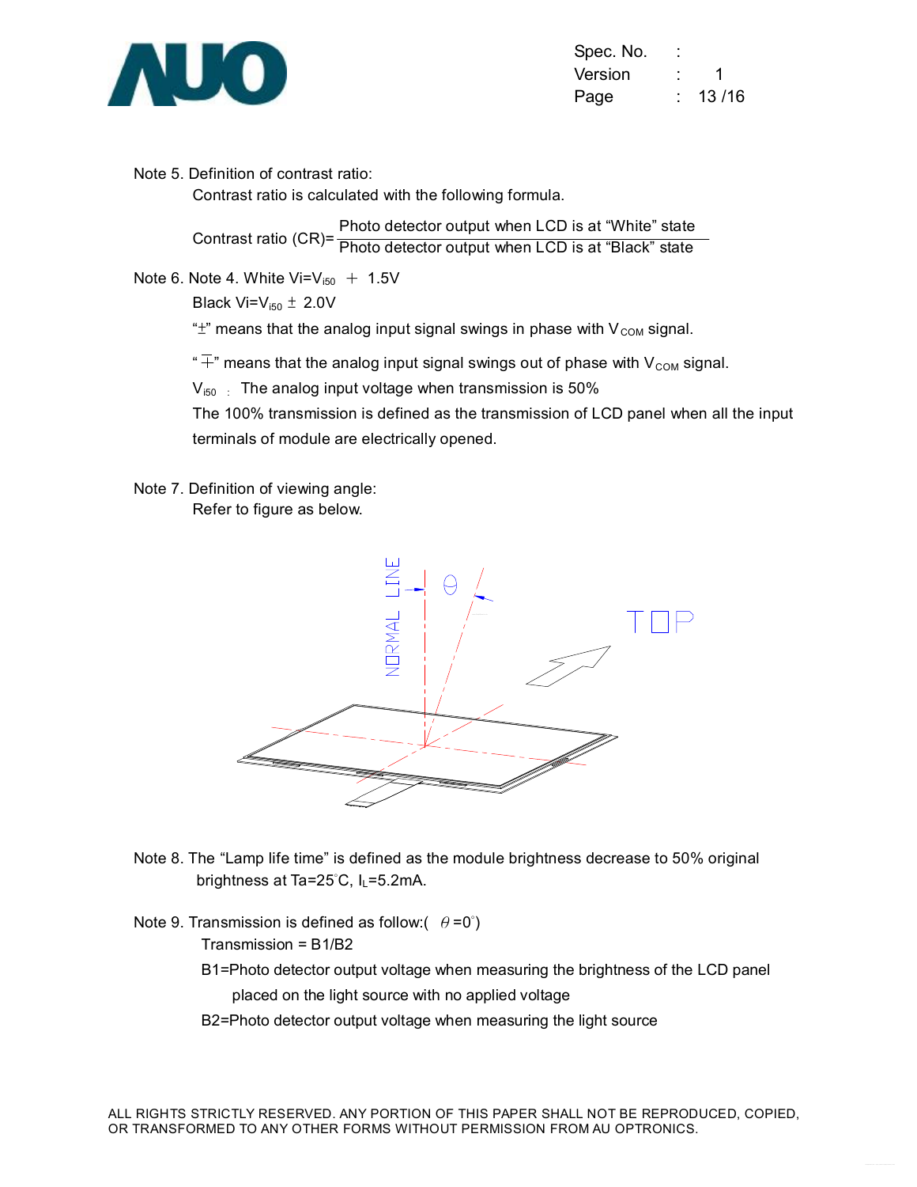Note 5. Definition of contrast ratio:

Contrast ratio is calculated with the following formula.

$$\text{Contrast ratio (CR)} = \frac{\text{Photo detector output when LCD is at "White" state}}{\text{Photo detector output when LCD is at "Black" state}}$$

Note 6. Note 4. White Vi=$V_{i50}$ ＋ 1.5V

Black Vi=$V_{i50}$ ± 2.0V

"±" means that the analog input signal swings in phase with $V_{COM}$ signal.

"∓" means that the analog input signal swings out of phase with $V_{COM}$ signal.

$V_{i50}$ : The analog input voltage when transmission is 50%

The 100% transmission is defined as the transmission of LCD panel when all the input terminals of module are electrically opened.

Note 7. Definition of viewing angle:

Refer to figure as below.

NORMAL LINE θ TOP

Note 8. The "Lamp life time" is defined as the module brightness decrease to 50% original brightness at Ta=25°C, $I_L$=5.2mA.

Note 9. Transmission is defined as follow:( $\theta$=0°)

Transmission = B1/B2

B1=Photo detector output voltage when measuring the brightness of the LCD panel placed on the light source with no applied voltage

B2=Photo detector output voltage when measuring the light source

ALL RIGHTS STRICTLY RESERVED. ANY PORTION OF THIS PAPER SHALL NOT BE REPRODUCED, COPIED, OR TRANSFORMED TO ANY OTHER FORMS WITHOUT PERMISSION FROM AU OPTRONICS.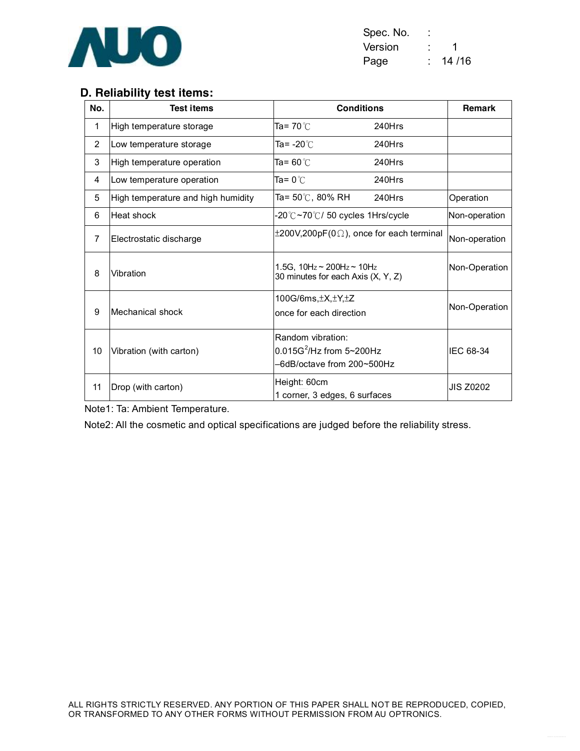## D. Reliability test items:

| No. | Test items | Conditions | Remark |
|---|---|---|---|
| 1 | High temperature storage | Ta= 70℃ 240Hrs | |
| 2 | Low temperature storage | Ta= -20℃ 240Hrs | |
| 3 | High temperature operation | Ta= 60℃ 240Hrs | |
| 4 | Low temperature operation | Ta= 0℃ 240Hrs | |
| 5 | High temperature and high humidity | Ta= 50℃, 80% RH 240Hrs | Operation |
| 6 | Heat shock | -20℃~70℃/ 50 cycles 1Hrs/cycle | Non-operation |
| 7 | Electrostatic discharge | ±200V,200pF(0Ω), once for each terminal | Non-operation |
| 8 | Vibration | 1.5G, 10Hz ~ 200Hz ~ 10Hz<br>30 minutes for each Axis (X, Y, Z) | Non-Operation |
| 9 | Mechanical shock | 100G/6ms,±X,±Y,±Z<br>once for each direction | Non-Operation |
| 10 | Vibration (with carton) | Random vibration:<br>$0.015G^2/Hz$ from 5~200Hz<br>–6dB/octave from 200~500Hz | IEC 68-34 |
| 11 | Drop (with carton) | Height: 60cm<br>1 corner, 3 edges, 6 surfaces | JIS Z0202 |

Note1: Ta: Ambient Temperature.

Note2: All the cosmetic and optical specifications are judged before the reliability stress.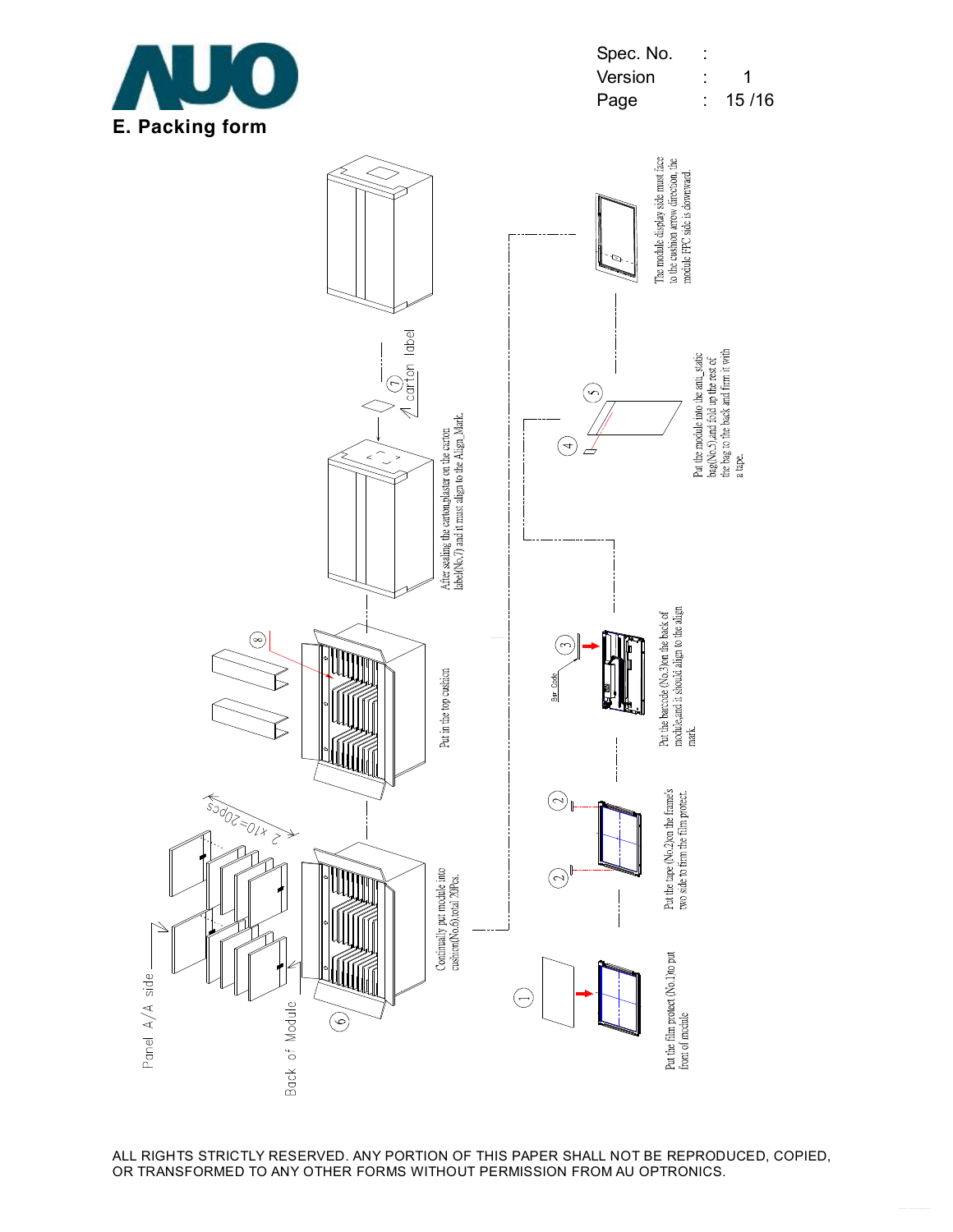## E. Packing form

Put the film protect (No.1)to put front of module

Put the tape (No.2)on the frame's two side to firm the film protect.

Put the barcode (No.3)on the back of module,and it should align to the align mark.

Bar Code

Put the module into the anti_static bag(No.5),and fold up the rest of the bag to the back and firm it with a tape.

The module display side must face to the cushion arrow direction, the module FPC side is downward.

Continually put module into cushion(No.6),total 20Pcs.

Panel A/A side

Back of Module

2 x10=20pcs

Put in the top cushion

After sealing the carton,plaster on the carton label(No.7) and it must align to the Align Mark.

carton label

ALL RIGHTS STRICTLY RESERVED. ANY PORTION OF THIS PAPER SHALL NOT BE REPRODUCED, COPIED, OR TRANSFORMED TO ANY OTHER FORMS WITHOUT PERMISSION FROM AU OPTRONICS.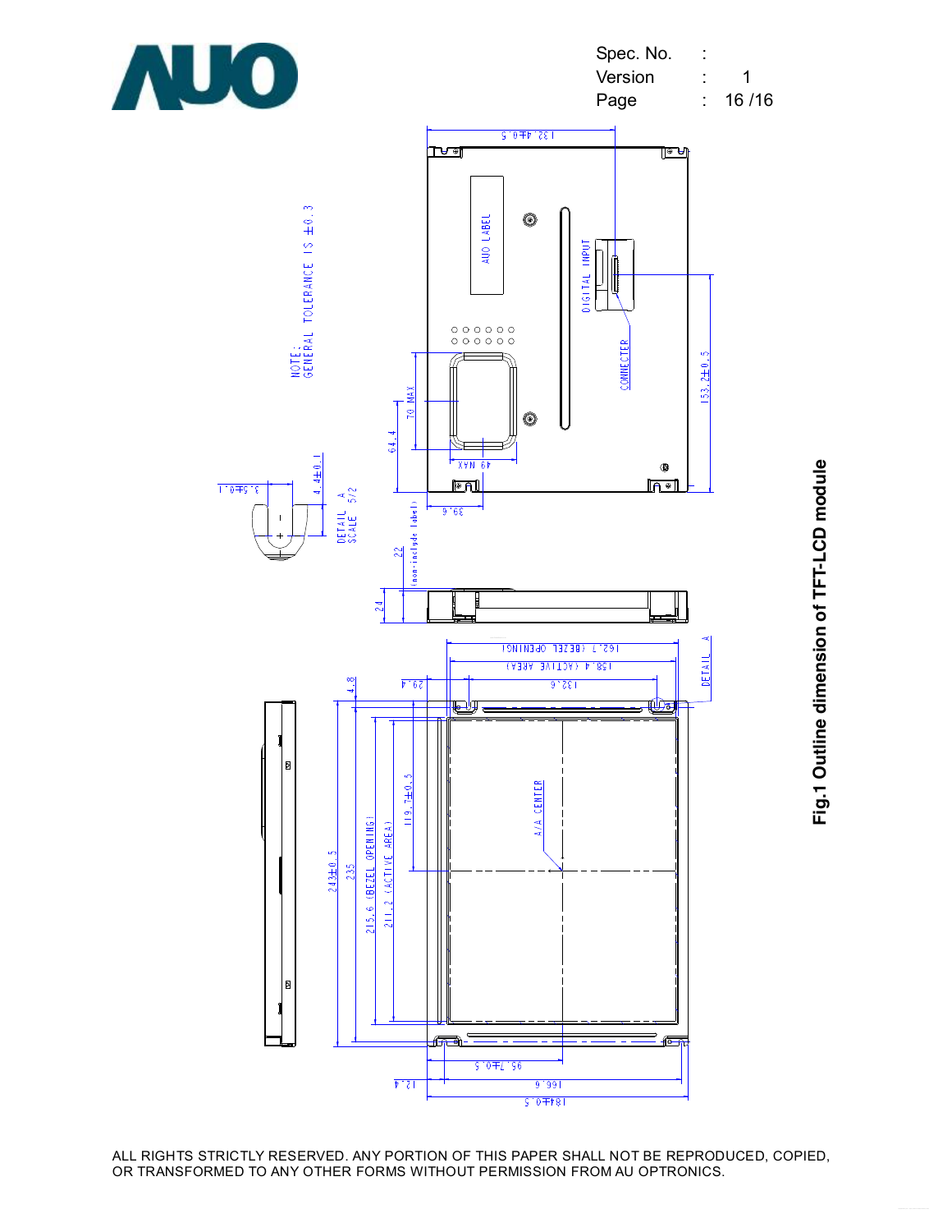132.4±0.5

AUO LABEL

DIGITAL INPUT

CONNECTER

153.2±0.5

NOTE:
GENERAL TOLERANCE IS ±0.3

70 MAX

64.4

49 MAX

39.6

3.5±0.1

4.4±0.1

DETAIL A
SCALE 5/2

22
(non-include label)

24

162.7 (BEZEL OPENING)

158.4 (ACTIVE AREA)

132.6

29.4

4.8

DETAIL A

119.7±0.5

A/A CENTER

243±0.5

235

215.6 (BEZEL OPENING)

211.2 (ACTIVE AREA)

95.7±0.5

12.4

166.6

184±0.5

**Fig.1 Outline dimension of TFT-LCD module**